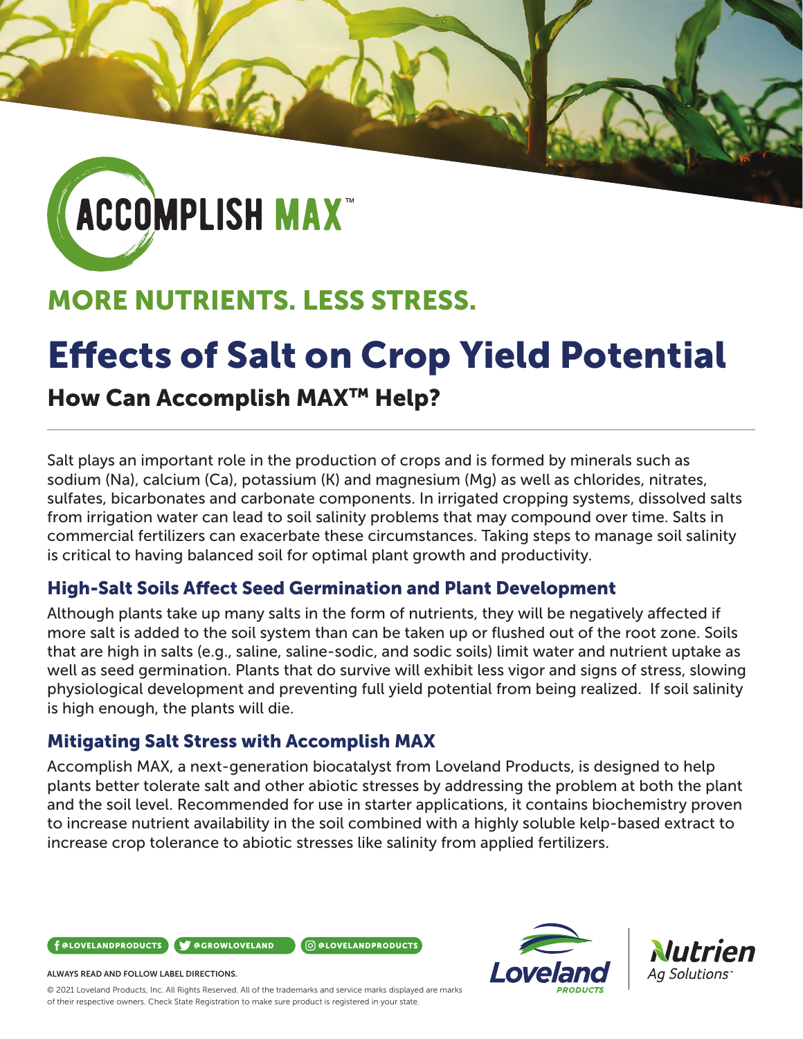# ACCOMPLISH MAX™

## MORE NUTRIENTS. LESS STRESS.

# Effects of Salt on Crop Yield Potential

## How Can Accomplish MAX™ Help?

Salt plays an important role in the production of crops and is formed by minerals such as sodium (Na), calcium (Ca), potassium (K) and magnesium (Mg) as well as chlorides, nitrates, sulfates, bicarbonates and carbonate components. In irrigated cropping systems, dissolved salts from irrigation water can lead to soil salinity problems that may compound over time. Salts in commercial fertilizers can exacerbate these circumstances. Taking steps to manage soil salinity is critical to having balanced soil for optimal plant growth and productivity.

### High-Salt Soils Affect Seed Germination and Plant Development

Although plants take up many salts in the form of nutrients, they will be negatively affected if more salt is added to the soil system than can be taken up or flushed out of the root zone. Soils that are high in salts (e.g., saline, saline-sodic, and sodic soils) limit water and nutrient uptake as well as seed germination. Plants that do survive will exhibit less vigor and signs of stress, slowing physiological development and preventing full yield potential from being realized. If soil salinity is high enough, the plants will die.

### Mitigating Salt Stress with Accomplish MAX

Accomplish MAX, a next-generation biocatalyst from Loveland Products, is designed to help plants better tolerate salt and other abiotic stresses by addressing the problem at both the plant and the soil level. Recommended for use in starter applications, it contains biochemistry proven to increase nutrient availability in the soil combined with a highly soluble kelp-based extract to increase crop tolerance to abiotic stresses like salinity from applied fertilizers.

@LOVELANDPRODUCTS @GROWLOVELAND @LOVELANDPRODUCTS

ALWAYS READ AND FOLLOW LABEL DIRECTIONS.

© 2021 Loveland Products, Inc. All Rights Reserved. All of the trademarks and service marks displayed are marks of their respective owners. Check State Registration to make sure product is registered in your state.

Loveland PRODUCTS | Nutrien Ag Solutions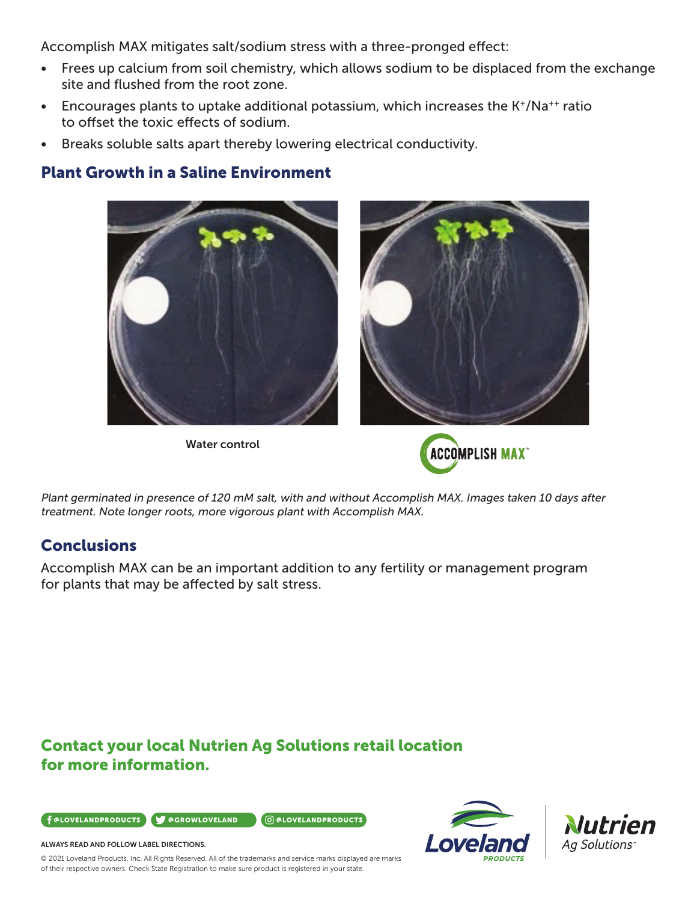Accomplish MAX mitigates salt/sodium stress with a three-pronged effect:

- Frees up calcium from soil chemistry, which allows sodium to be displaced from the exchange site and flushed from the root zone.
- Encourages plants to uptake additional potassium, which increases the $K^{+}/Na^{++}$ ratio to offset the toxic effects of sodium.
- Breaks soluble salts apart thereby lowering electrical conductivity.

## Plant Growth in a Saline Environment

Water control

ACCOMPLISH MAX™

*Plant germinated in presence of 120 mM salt, with and without Accomplish MAX. Images taken 10 days after treatment. Note longer roots, more vigorous plant with Accomplish MAX.*

## Conclusions

Accomplish MAX can be an important addition to any fertility or management program for plants that may be affected by salt stress.

**Contact your local Nutrien Ag Solutions retail location for more information.**

@LOVELANDPRODUCTS @GROWLOVELAND @LOVELANDPRODUCTS

ALWAYS READ AND FOLLOW LABEL DIRECTIONS.

© 2021 Loveland Products, Inc. All Rights Reserved. All of the trademarks and service marks displayed are marks of their respective owners. Check State Registration to make sure product is registered in your state.

Loveland PRODUCTS

Nutrien Ag Solutions™